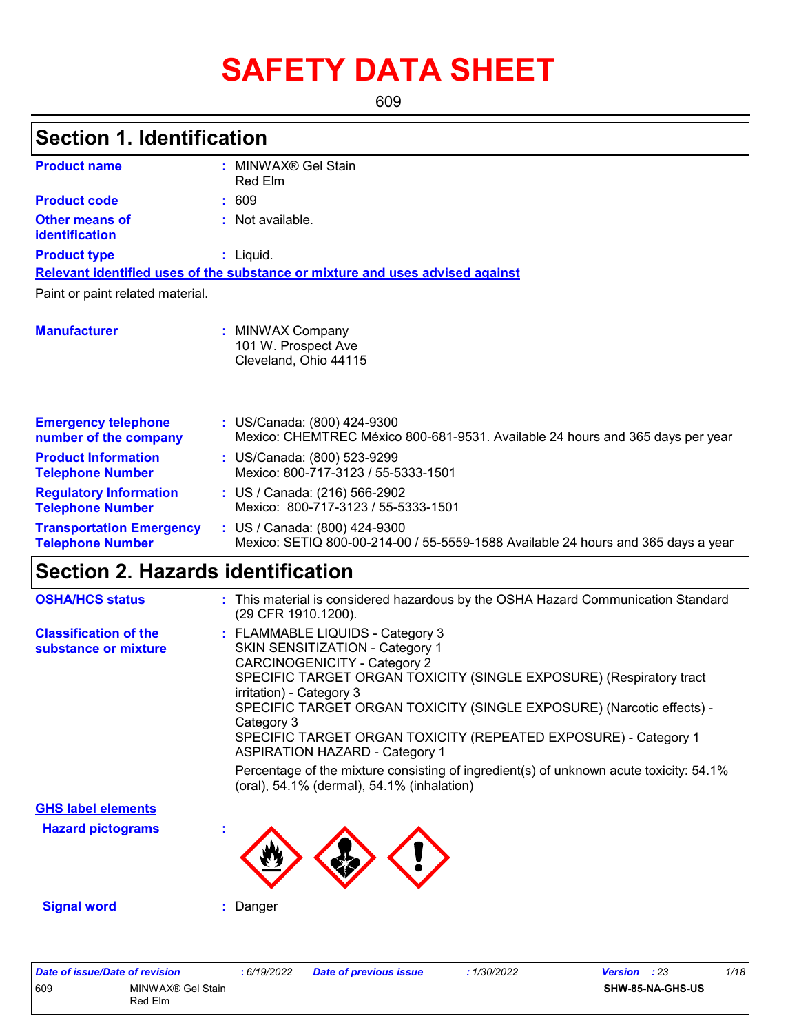# SAFETY DATA SHEET

609

## Section 1. Identification

**Product name** : MINWAX® Gel Stain
Red Elm

**Product code** : 609

**Other means of identification** : Not available.

**Product type** : Liquid.

**Relevant identified uses of the substance or mixture and uses advised against**

Paint or paint related material.

**Manufacturer** : MINWAX Company
101 W. Prospect Ave
Cleveland, Ohio 44115

**Emergency telephone number of the company** : US/Canada: (800) 424-9300
Mexico: CHEMTREC México 800-681-9531. Available 24 hours and 365 days per year

**Product Information Telephone Number** : US/Canada: (800) 523-9299
Mexico: 800-717-3123 / 55-5333-1501

**Regulatory Information Telephone Number** : US / Canada: (216) 566-2902
Mexico: 800-717-3123 / 55-5333-1501

**Transportation Emergency Telephone Number** : US / Canada: (800) 424-9300
Mexico: SETIQ 800-00-214-00 / 55-5559-1588 Available 24 hours and 365 days a year

## Section 2. Hazards identification

**OSHA/HCS status** : This material is considered hazardous by the OSHA Hazard Communication Standard (29 CFR 1910.1200).

**Classification of the substance or mixture** : FLAMMABLE LIQUIDS - Category 3
SKIN SENSITIZATION - Category 1
CARCINOGENICITY - Category 2
SPECIFIC TARGET ORGAN TOXICITY (SINGLE EXPOSURE) (Respiratory tract irritation) - Category 3
SPECIFIC TARGET ORGAN TOXICITY (SINGLE EXPOSURE) (Narcotic effects) - Category 3
SPECIFIC TARGET ORGAN TOXICITY (REPEATED EXPOSURE) - Category 1
ASPIRATION HAZARD - Category 1

Percentage of the mixture consisting of ingredient(s) of unknown acute toxicity: 54.1% (oral), 54.1% (dermal), 54.1% (inhalation)

**GHS label elements**

**Hazard pictograms** :

**Signal word** : Danger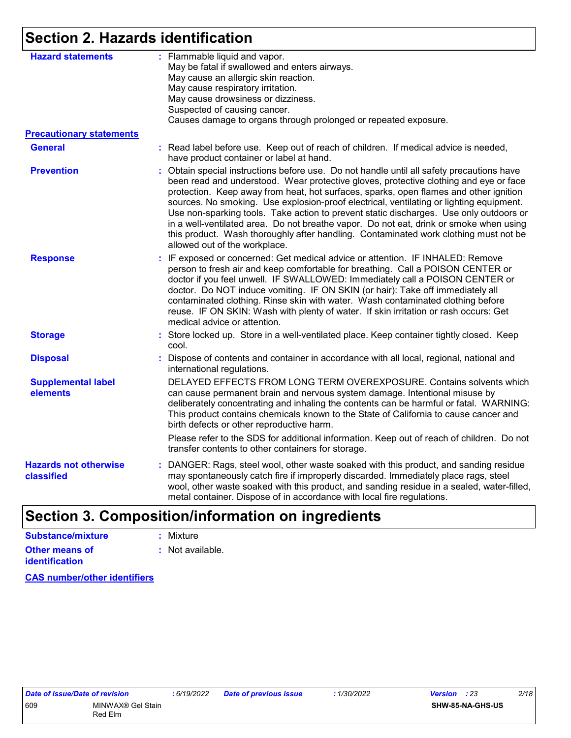## Section 2. Hazards identification

**Hazard statements** : Flammable liquid and vapor.
May be fatal if swallowed and enters airways.
May cause an allergic skin reaction.
May cause respiratory irritation.
May cause drowsiness or dizziness.
Suspected of causing cancer.
Causes damage to organs through prolonged or repeated exposure.

**Precautionary statements**

**General** : Read label before use. Keep out of reach of children. If medical advice is needed, have product container or label at hand.

**Prevention** : Obtain special instructions before use. Do not handle until all safety precautions have been read and understood. Wear protective gloves, protective clothing and eye or face protection. Keep away from heat, hot surfaces, sparks, open flames and other ignition sources. No smoking. Use explosion-proof electrical, ventilating or lighting equipment. Use non-sparking tools. Take action to prevent static discharges. Use only outdoors or in a well-ventilated area. Do not breathe vapor. Do not eat, drink or smoke when using this product. Wash thoroughly after handling. Contaminated work clothing must not be allowed out of the workplace.

**Response** : IF exposed or concerned: Get medical advice or attention. IF INHALED: Remove person to fresh air and keep comfortable for breathing. Call a POISON CENTER or doctor if you feel unwell. IF SWALLOWED: Immediately call a POISON CENTER or doctor. Do NOT induce vomiting. IF ON SKIN (or hair): Take off immediately all contaminated clothing. Rinse skin with water. Wash contaminated clothing before reuse. IF ON SKIN: Wash with plenty of water. If skin irritation or rash occurs: Get medical advice or attention.

**Storage** : Store locked up. Store in a well-ventilated place. Keep container tightly closed. Keep cool.

**Disposal** : Dispose of contents and container in accordance with all local, regional, national and international regulations.

**Supplemental label elements** DELAYED EFFECTS FROM LONG TERM OVEREXPOSURE. Contains solvents which can cause permanent brain and nervous system damage. Intentional misuse by deliberately concentrating and inhaling the contents can be harmful or fatal. WARNING: This product contains chemicals known to the State of California to cause cancer and birth defects or other reproductive harm.

Please refer to the SDS for additional information. Keep out of reach of children. Do not transfer contents to other containers for storage.

**Hazards not otherwise classified** : DANGER: Rags, steel wool, other waste soaked with this product, and sanding residue may spontaneously catch fire if improperly discarded. Immediately place rags, steel wool, other waste soaked with this product, and sanding residue in a sealed, water-filled, metal container. Dispose of in accordance with local fire regulations.

## Section 3. Composition/information on ingredients

**Substance/mixture** : Mixture

**Other means of identification** : Not available.

**CAS number/other identifiers**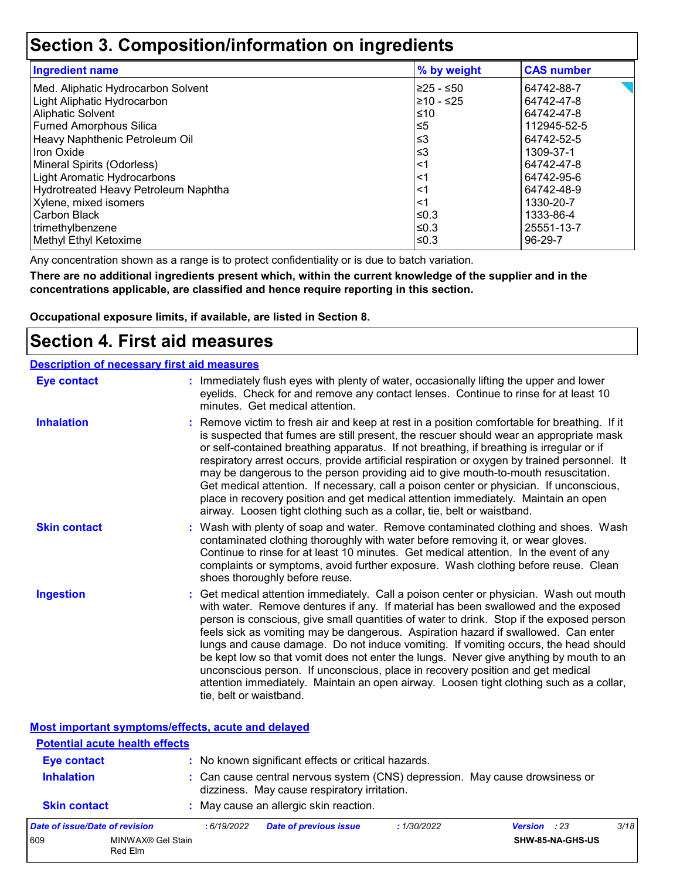# Section 3. Composition/information on ingredients

| Ingredient name | % by weight | CAS number |
|---|---|---|
| Med. Aliphatic Hydrocarbon Solvent | ≥25 - ≤50 | 64742-88-7 |
| Light Aliphatic Hydrocarbon | ≥10 - ≤25 | 64742-47-8 |
| Aliphatic Solvent | ≤10 | 64742-47-8 |
| Fumed Amorphous Silica | ≤5 | 112945-52-5 |
| Heavy Naphthenic Petroleum Oil | ≤3 | 64742-52-5 |
| Iron Oxide | ≤3 | 1309-37-1 |
| Mineral Spirits (Odorless) | <1 | 64742-47-8 |
| Light Aromatic Hydrocarbons | <1 | 64742-95-6 |
| Hydrotreated Heavy Petroleum Naphtha | <1 | 64742-48-9 |
| Xylene, mixed isomers | <1 | 1330-20-7 |
| Carbon Black | ≤0.3 | 1333-86-4 |
| trimethylbenzene | ≤0.3 | 25551-13-7 |
| Methyl Ethyl Ketoxime | ≤0.3 | 96-29-7 |

Any concentration shown as a range is to protect confidentiality or is due to batch variation.

**There are no additional ingredients present which, within the current knowledge of the supplier and in the concentrations applicable, are classified and hence require reporting in this section.**

**Occupational exposure limits, if available, are listed in Section 8.**

# Section 4. First aid measures

## Description of necessary first aid measures

**Eye contact** : Immediately flush eyes with plenty of water, occasionally lifting the upper and lower eyelids. Check for and remove any contact lenses. Continue to rinse for at least 10 minutes. Get medical attention.

**Inhalation** : Remove victim to fresh air and keep at rest in a position comfortable for breathing. If it is suspected that fumes are still present, the rescuer should wear an appropriate mask or self-contained breathing apparatus. If not breathing, if breathing is irregular or if respiratory arrest occurs, provide artificial respiration or oxygen by trained personnel. It may be dangerous to the person providing aid to give mouth-to-mouth resuscitation. Get medical attention. If necessary, call a poison center or physician. If unconscious, place in recovery position and get medical attention immediately. Maintain an open airway. Loosen tight clothing such as a collar, tie, belt or waistband.

**Skin contact** : Wash with plenty of soap and water. Remove contaminated clothing and shoes. Wash contaminated clothing thoroughly with water before removing it, or wear gloves. Continue to rinse for at least 10 minutes. Get medical attention. In the event of any complaints or symptoms, avoid further exposure. Wash clothing before reuse. Clean shoes thoroughly before reuse.

**Ingestion** : Get medical attention immediately. Call a poison center or physician. Wash out mouth with water. Remove dentures if any. If material has been swallowed and the exposed person is conscious, give small quantities of water to drink. Stop if the exposed person feels sick as vomiting may be dangerous. Aspiration hazard if swallowed. Can enter lungs and cause damage. Do not induce vomiting. If vomiting occurs, the head should be kept low so that vomit does not enter the lungs. Never give anything by mouth to an unconscious person. If unconscious, place in recovery position and get medical attention immediately. Maintain an open airway. Loosen tight clothing such as a collar, tie, belt or waistband.

## Most important symptoms/effects, acute and delayed

### Potential acute health effects

**Eye contact** : No known significant effects or critical hazards.

**Inhalation** : Can cause central nervous system (CNS) depression. May cause drowsiness or dizziness. May cause respiratory irritation.

**Skin contact** : May cause an allergic skin reaction.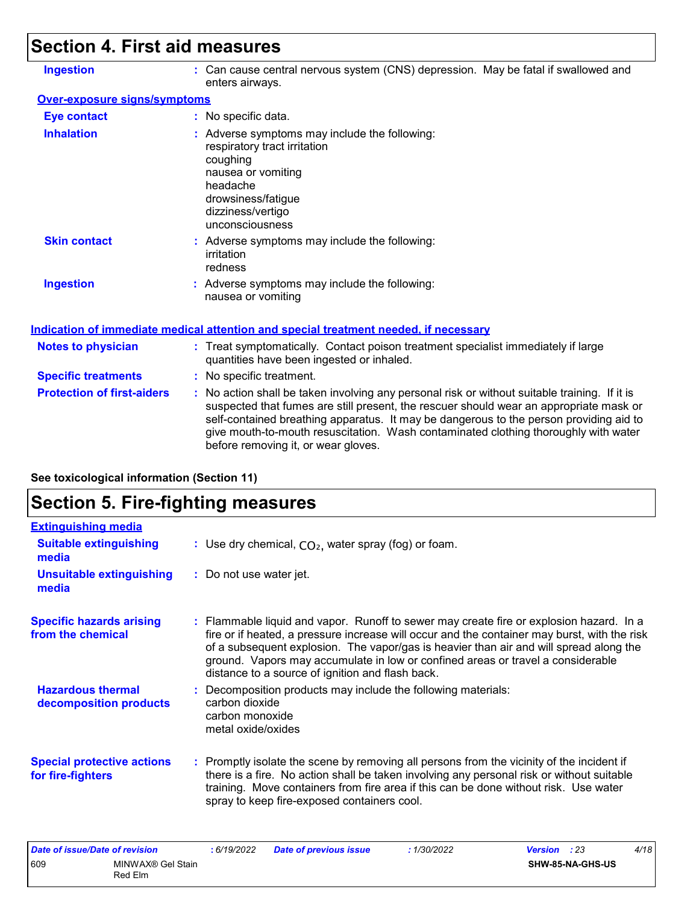## Section 4. First aid measures

**Ingestion** : Can cause central nervous system (CNS) depression. May be fatal if swallowed and enters airways.

**Over-exposure signs/symptoms**

**Eye contact** : No specific data.

**Inhalation** : Adverse symptoms may include the following:
respiratory tract irritation
coughing
nausea or vomiting
headache
drowsiness/fatigue
dizziness/vertigo
unconsciousness

**Skin contact** : Adverse symptoms may include the following:
irritation
redness

**Ingestion** : Adverse symptoms may include the following:
nausea or vomiting

**Indication of immediate medical attention and special treatment needed, if necessary**

**Notes to physician** : Treat symptomatically. Contact poison treatment specialist immediately if large quantities have been ingested or inhaled.

**Specific treatments** : No specific treatment.

**Protection of first-aiders** : No action shall be taken involving any personal risk or without suitable training. If it is suspected that fumes are still present, the rescuer should wear an appropriate mask or self-contained breathing apparatus. It may be dangerous to the person providing aid to give mouth-to-mouth resuscitation. Wash contaminated clothing thoroughly with water before removing it, or wear gloves.

**See toxicological information (Section 11)**

## Section 5. Fire-fighting measures

**Extinguishing media**

**Suitable extinguishing media** : Use dry chemical, $CO_2$, water spray (fog) or foam.

**Unsuitable extinguishing media** : Do not use water jet.

**Specific hazards arising from the chemical** : Flammable liquid and vapor. Runoff to sewer may create fire or explosion hazard. In a fire or if heated, a pressure increase will occur and the container may burst, with the risk of a subsequent explosion. The vapor/gas is heavier than air and will spread along the ground. Vapors may accumulate in low or confined areas or travel a considerable distance to a source of ignition and flash back.

**Hazardous thermal decomposition products** : Decomposition products may include the following materials:
carbon dioxide
carbon monoxide
metal oxide/oxides

**Special protective actions for fire-fighters** : Promptly isolate the scene by removing all persons from the vicinity of the incident if there is a fire. No action shall be taken involving any personal risk or without suitable training. Move containers from fire area if this can be done without risk. Use water spray to keep fire-exposed containers cool.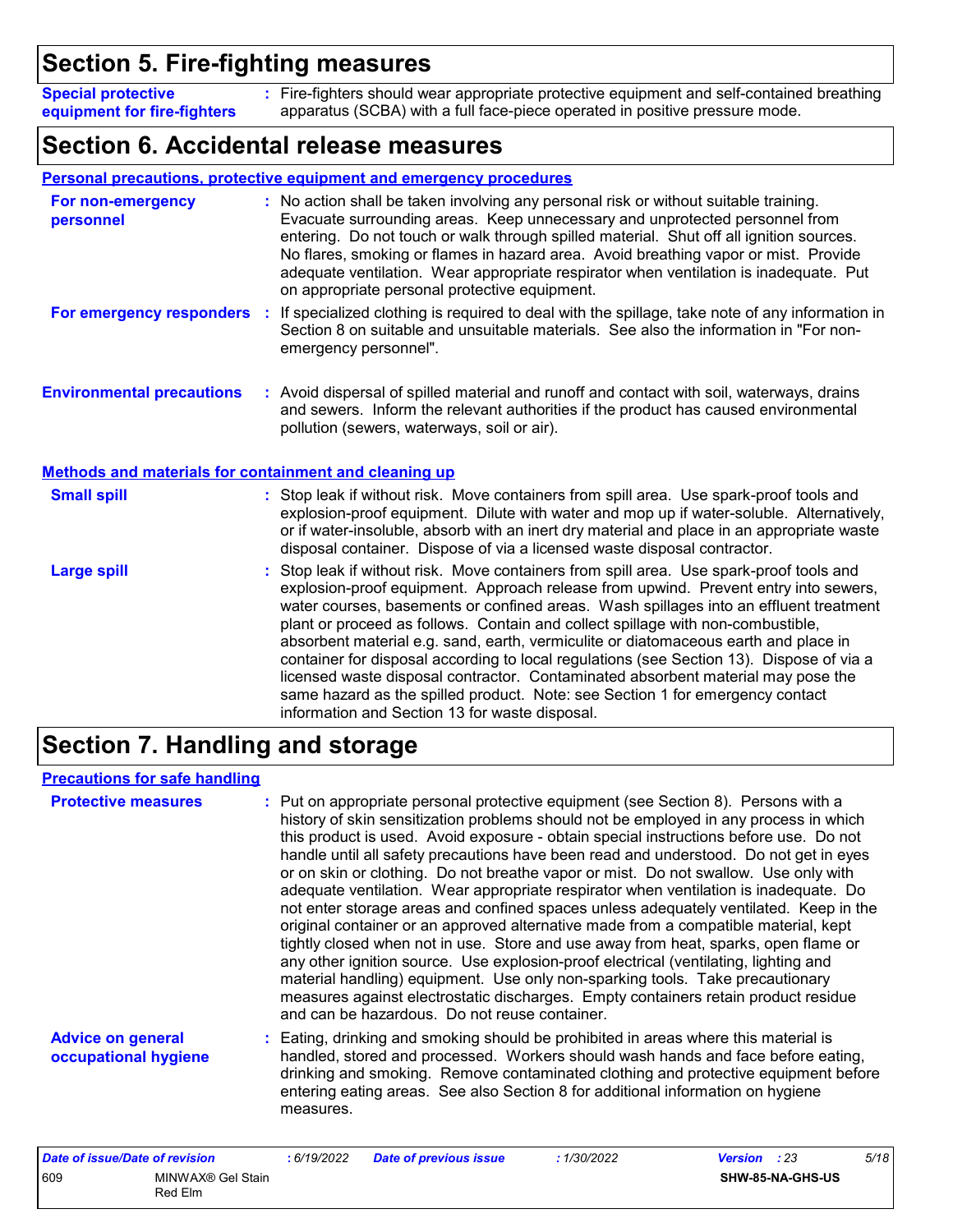## Section 5. Fire-fighting measures

**Special protective equipment for fire-fighters** : Fire-fighters should wear appropriate protective equipment and self-contained breathing apparatus (SCBA) with a full face-piece operated in positive pressure mode.

## Section 6. Accidental release measures

### Personal precautions, protective equipment and emergency procedures

**For non-emergency personnel** : No action shall be taken involving any personal risk or without suitable training. Evacuate surrounding areas. Keep unnecessary and unprotected personnel from entering. Do not touch or walk through spilled material. Shut off all ignition sources. No flares, smoking or flames in hazard area. Avoid breathing vapor or mist. Provide adequate ventilation. Wear appropriate respirator when ventilation is inadequate. Put on appropriate personal protective equipment.

**For emergency responders** : If specialized clothing is required to deal with the spillage, take note of any information in Section 8 on suitable and unsuitable materials. See also the information in "For non-emergency personnel".

**Environmental precautions** : Avoid dispersal of spilled material and runoff and contact with soil, waterways, drains and sewers. Inform the relevant authorities if the product has caused environmental pollution (sewers, waterways, soil or air).

### Methods and materials for containment and cleaning up

**Small spill** : Stop leak if without risk. Move containers from spill area. Use spark-proof tools and explosion-proof equipment. Dilute with water and mop up if water-soluble. Alternatively, or if water-insoluble, absorb with an inert dry material and place in an appropriate waste disposal container. Dispose of via a licensed waste disposal contractor.

**Large spill** : Stop leak if without risk. Move containers from spill area. Use spark-proof tools and explosion-proof equipment. Approach release from upwind. Prevent entry into sewers, water courses, basements or confined areas. Wash spillages into an effluent treatment plant or proceed as follows. Contain and collect spillage with non-combustible, absorbent material e.g. sand, earth, vermiculite or diatomaceous earth and place in container for disposal according to local regulations (see Section 13). Dispose of via a licensed waste disposal contractor. Contaminated absorbent material may pose the same hazard as the spilled product. Note: see Section 1 for emergency contact information and Section 13 for waste disposal.

## Section 7. Handling and storage

### Precautions for safe handling

**Protective measures** : Put on appropriate personal protective equipment (see Section 8). Persons with a history of skin sensitization problems should not be employed in any process in which this product is used. Avoid exposure - obtain special instructions before use. Do not handle until all safety precautions have been read and understood. Do not get in eyes or on skin or clothing. Do not breathe vapor or mist. Do not swallow. Use only with adequate ventilation. Wear appropriate respirator when ventilation is inadequate. Do not enter storage areas and confined spaces unless adequately ventilated. Keep in the original container or an approved alternative made from a compatible material, kept tightly closed when not in use. Store and use away from heat, sparks, open flame or any other ignition source. Use explosion-proof electrical (ventilating, lighting and material handling) equipment. Use only non-sparking tools. Take precautionary measures against electrostatic discharges. Empty containers retain product residue and can be hazardous. Do not reuse container.

**Advice on general occupational hygiene** : Eating, drinking and smoking should be prohibited in areas where this material is handled, stored and processed. Workers should wash hands and face before eating, drinking and smoking. Remove contaminated clothing and protective equipment before entering eating areas. See also Section 8 for additional information on hygiene measures.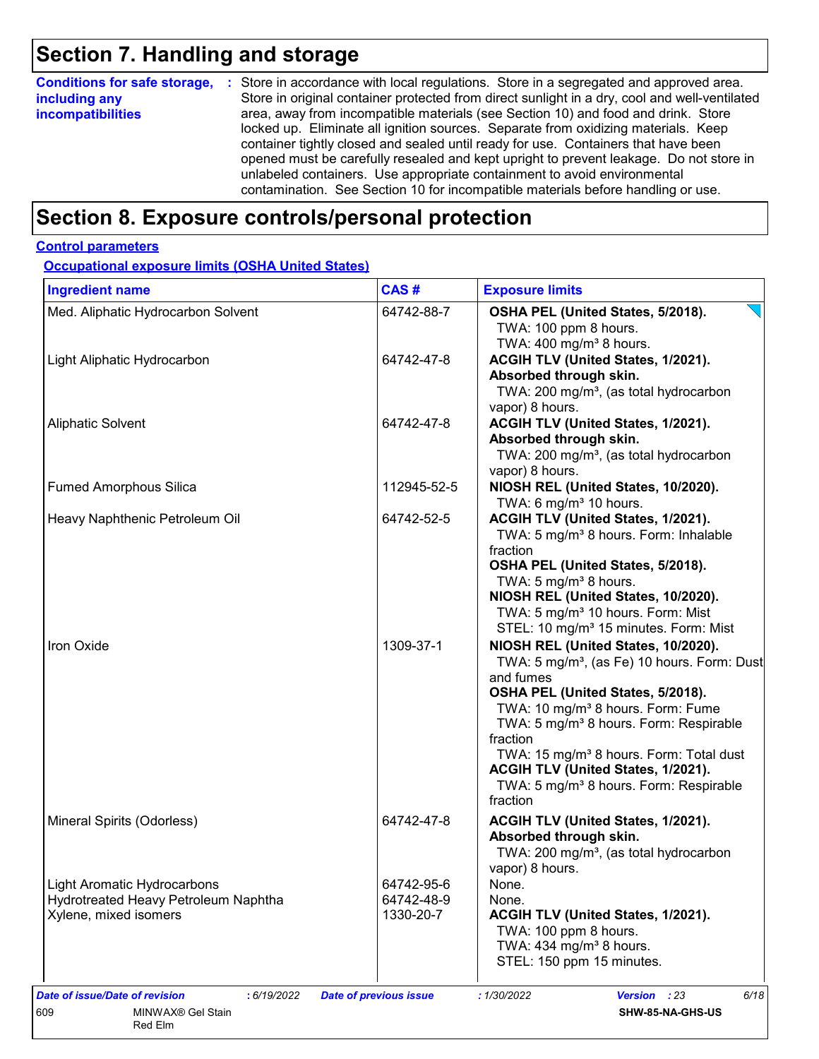# Section 7. Handling and storage

**Conditions for safe storage, including any incompatibilities** : Store in accordance with local regulations. Store in a segregated and approved area. Store in original container protected from direct sunlight in a dry, cool and well-ventilated area, away from incompatible materials (see Section 10) and food and drink. Store locked up. Eliminate all ignition sources. Separate from oxidizing materials. Keep container tightly closed and sealed until ready for use. Containers that have been opened must be carefully resealed and kept upright to prevent leakage. Do not store in unlabeled containers. Use appropriate containment to avoid environmental contamination. See Section 10 for incompatible materials before handling or use.

# Section 8. Exposure controls/personal protection

## Control parameters

### Occupational exposure limits (OSHA United States)

| Ingredient name | CAS # | Exposure limits |
|---|---|---|
| Med. Aliphatic Hydrocarbon Solvent | 64742-88-7 | **OSHA PEL (United States, 5/2018).**<br>TWA: 100 ppm 8 hours.<br>TWA: 400 mg/m³ 8 hours. |
| Light Aliphatic Hydrocarbon | 64742-47-8 | **ACGIH TLV (United States, 1/2021). Absorbed through skin.**<br>TWA: 200 mg/m³, (as total hydrocarbon vapor) 8 hours. |
| Aliphatic Solvent | 64742-47-8 | **ACGIH TLV (United States, 1/2021). Absorbed through skin.**<br>TWA: 200 mg/m³, (as total hydrocarbon vapor) 8 hours. |
| Fumed Amorphous Silica | 112945-52-5 | **NIOSH REL (United States, 10/2020).**<br>TWA: 6 mg/m³ 10 hours. |
| Heavy Naphthenic Petroleum Oil | 64742-52-5 | **ACGIH TLV (United States, 1/2021).**<br>TWA: 5 mg/m³ 8 hours. Form: Inhalable fraction<br>**OSHA PEL (United States, 5/2018).**<br>TWA: 5 mg/m³ 8 hours.<br>**NIOSH REL (United States, 10/2020).**<br>TWA: 5 mg/m³ 10 hours. Form: Mist<br>STEL: 10 mg/m³ 15 minutes. Form: Mist |
| Iron Oxide | 1309-37-1 | **NIOSH REL (United States, 10/2020).**<br>TWA: 5 mg/m³, (as Fe) 10 hours. Form: Dust and fumes<br>**OSHA PEL (United States, 5/2018).**<br>TWA: 10 mg/m³ 8 hours. Form: Fume<br>TWA: 5 mg/m³ 8 hours. Form: Respirable fraction<br>TWA: 15 mg/m³ 8 hours. Form: Total dust<br>**ACGIH TLV (United States, 1/2021).**<br>TWA: 5 mg/m³ 8 hours. Form: Respirable fraction |
| Mineral Spirits (Odorless) | 64742-47-8 | **ACGIH TLV (United States, 1/2021). Absorbed through skin.**<br>TWA: 200 mg/m³, (as total hydrocarbon vapor) 8 hours. |
| Light Aromatic Hydrocarbons | 64742-95-6 | None. |
| Hydrotreated Heavy Petroleum Naphtha | 64742-48-9 | None. |
| Xylene, mixed isomers | 1330-20-7 | **ACGIH TLV (United States, 1/2021).**<br>TWA: 100 ppm 8 hours.<br>TWA: 434 mg/m³ 8 hours.<br>STEL: 150 ppm 15 minutes. |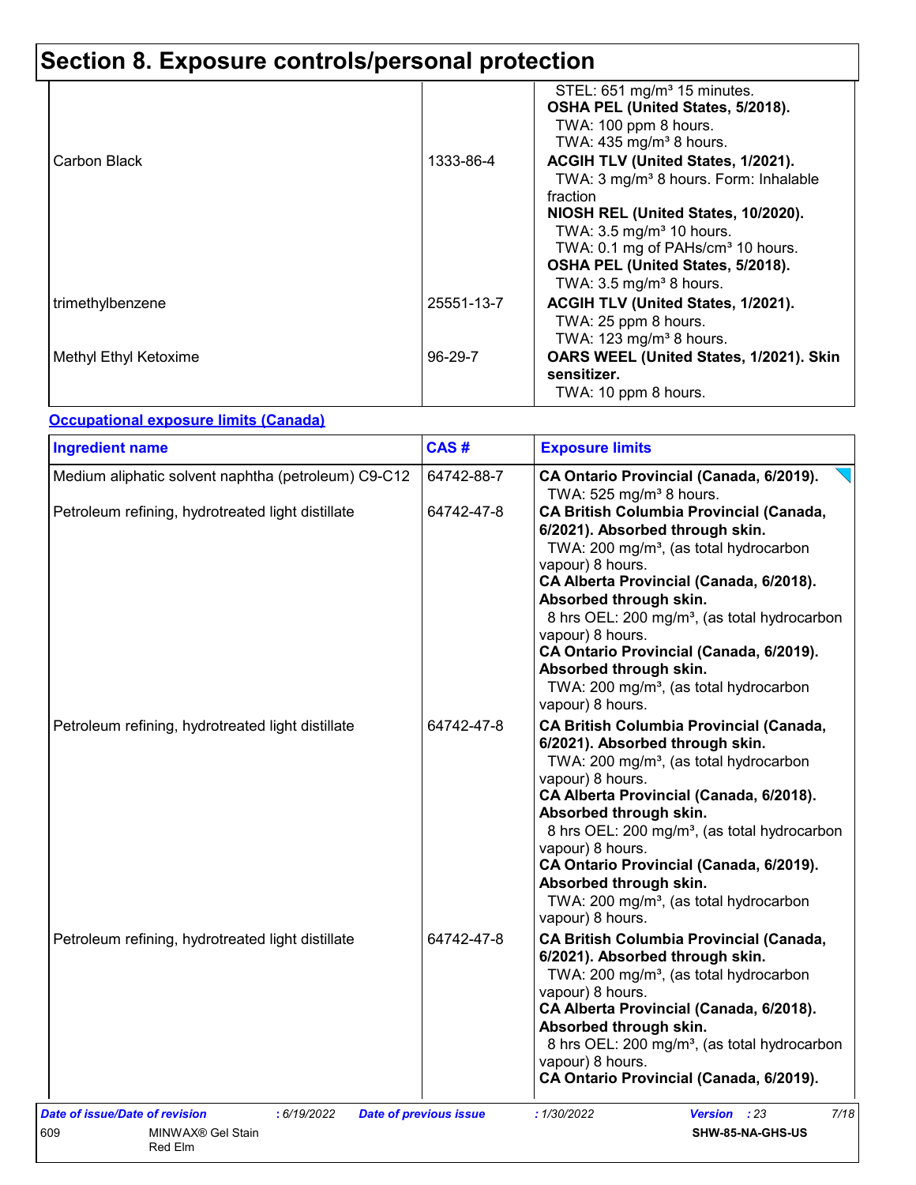# Section 8. Exposure controls/personal protection

| | | |
|---|---|---|
| | | STEL: 651 mg/m³ 15 minutes.<br>**OSHA PEL (United States, 5/2018).**<br>TWA: 100 ppm 8 hours.<br>TWA: 435 mg/m³ 8 hours. |
| Carbon Black | 1333-86-4 | **ACGIH TLV (United States, 1/2021).**<br>TWA: 3 mg/m³ 8 hours. Form: Inhalable fraction<br>**NIOSH REL (United States, 10/2020).**<br>TWA: 3.5 mg/m³ 10 hours.<br>TWA: 0.1 mg of PAHs/cm³ 10 hours.<br>**OSHA PEL (United States, 5/2018).**<br>TWA: 3.5 mg/m³ 8 hours. |
| trimethylbenzene | 25551-13-7 | **ACGIH TLV (United States, 1/2021).**<br>TWA: 25 ppm 8 hours.<br>TWA: 123 mg/m³ 8 hours. |
| Methyl Ethyl Ketoxime | 96-29-7 | **OARS WEEL (United States, 1/2021). Skin sensitizer.**<br>TWA: 10 ppm 8 hours. |

**Occupational exposure limits (Canada)**

| Ingredient name | CAS # | Exposure limits |
|---|---|---|
| Medium aliphatic solvent naphtha (petroleum) C9-C12 | 64742-88-7 | **CA Ontario Provincial (Canada, 6/2019).**<br>TWA: 525 mg/m³ 8 hours. |
| Petroleum refining, hydrotreated light distillate | 64742-47-8 | **CA British Columbia Provincial (Canada, 6/2021). Absorbed through skin.**<br>TWA: 200 mg/m³, (as total hydrocarbon vapour) 8 hours.<br>**CA Alberta Provincial (Canada, 6/2018). Absorbed through skin.**<br>8 hrs OEL: 200 mg/m³, (as total hydrocarbon vapour) 8 hours.<br>**CA Ontario Provincial (Canada, 6/2019). Absorbed through skin.**<br>TWA: 200 mg/m³, (as total hydrocarbon vapour) 8 hours. |
| Petroleum refining, hydrotreated light distillate | 64742-47-8 | **CA British Columbia Provincial (Canada, 6/2021). Absorbed through skin.**<br>TWA: 200 mg/m³, (as total hydrocarbon vapour) 8 hours.<br>**CA Alberta Provincial (Canada, 6/2018). Absorbed through skin.**<br>8 hrs OEL: 200 mg/m³, (as total hydrocarbon vapour) 8 hours.<br>**CA Ontario Provincial (Canada, 6/2019). Absorbed through skin.**<br>TWA: 200 mg/m³, (as total hydrocarbon vapour) 8 hours. |
| Petroleum refining, hydrotreated light distillate | 64742-47-8 | **CA British Columbia Provincial (Canada, 6/2021). Absorbed through skin.**<br>TWA: 200 mg/m³, (as total hydrocarbon vapour) 8 hours.<br>**CA Alberta Provincial (Canada, 6/2018). Absorbed through skin.**<br>8 hrs OEL: 200 mg/m³, (as total hydrocarbon vapour) 8 hours.<br>**CA Ontario Provincial (Canada, 6/2019).** |

*Date of issue/Date of revision* : 6/19/2022 *Date of previous issue* : 1/30/2022 *Version* : 23

609 MINWAX® Gel Stain Red Elm SHW-85-NA-GHS-US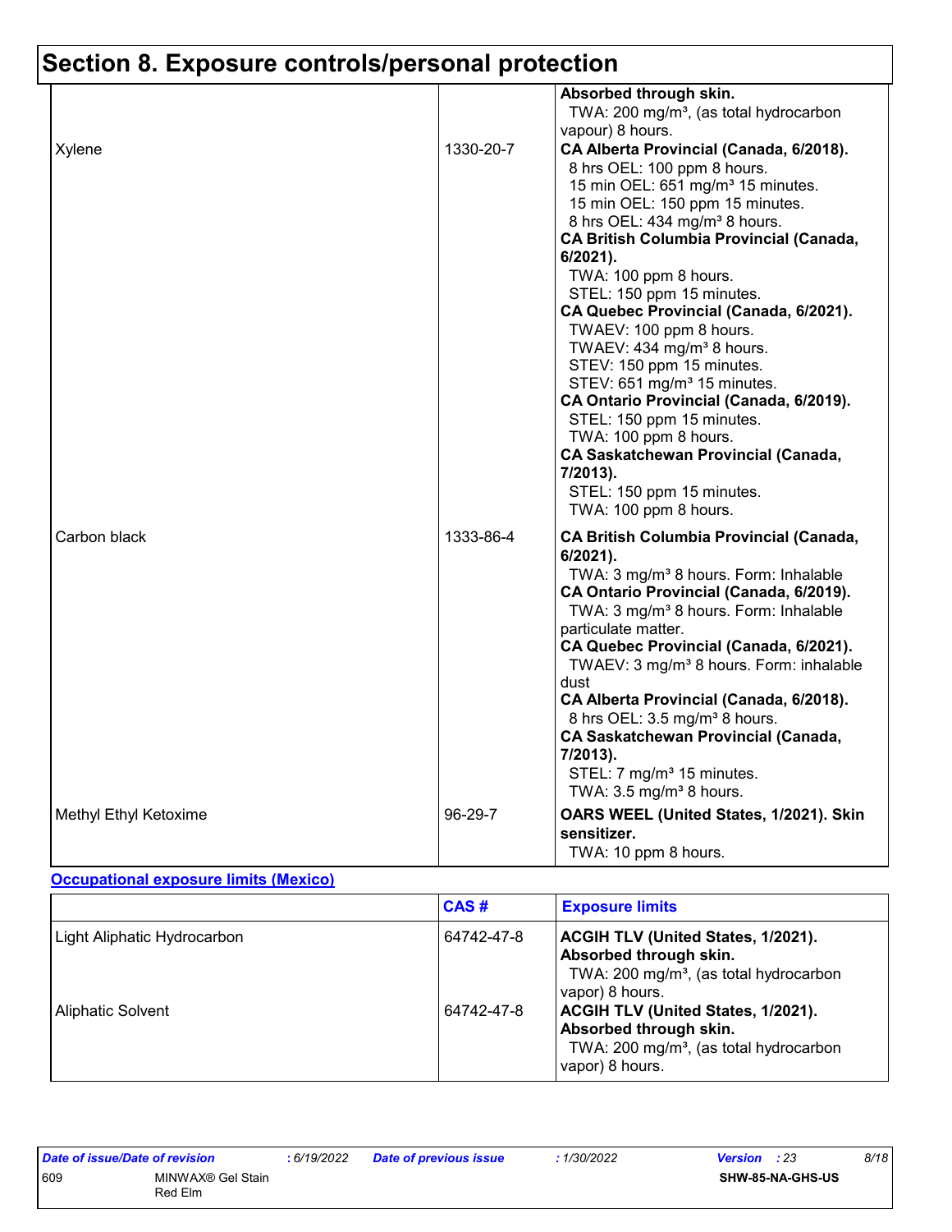# Section 8. Exposure controls/personal protection

| | | |
|---|---|---|
| | | **Absorbed through skin.**<br>TWA: 200 mg/m³, (as total hydrocarbon vapour) 8 hours. |
| Xylene | 1330-20-7 | **CA Alberta Provincial (Canada, 6/2018).**<br>8 hrs OEL: 100 ppm 8 hours.<br>15 min OEL: 651 mg/m³ 15 minutes.<br>15 min OEL: 150 ppm 15 minutes.<br>8 hrs OEL: 434 mg/m³ 8 hours.<br>**CA British Columbia Provincial (Canada, 6/2021).**<br>TWA: 100 ppm 8 hours.<br>STEL: 150 ppm 15 minutes.<br>**CA Quebec Provincial (Canada, 6/2021).**<br>TWAEV: 100 ppm 8 hours.<br>TWAEV: 434 mg/m³ 8 hours.<br>STEV: 150 ppm 15 minutes.<br>STEV: 651 mg/m³ 15 minutes.<br>**CA Ontario Provincial (Canada, 6/2019).**<br>STEL: 150 ppm 15 minutes.<br>TWA: 100 ppm 8 hours.<br>**CA Saskatchewan Provincial (Canada, 7/2013).**<br>STEL: 150 ppm 15 minutes.<br>TWA: 100 ppm 8 hours. |
| Carbon black | 1333-86-4 | **CA British Columbia Provincial (Canada, 6/2021).**<br>TWA: 3 mg/m³ 8 hours. Form: Inhalable<br>**CA Ontario Provincial (Canada, 6/2019).**<br>TWA: 3 mg/m³ 8 hours. Form: Inhalable particulate matter.<br>**CA Quebec Provincial (Canada, 6/2021).**<br>TWAEV: 3 mg/m³ 8 hours. Form: inhalable dust<br>**CA Alberta Provincial (Canada, 6/2018).**<br>8 hrs OEL: 3.5 mg/m³ 8 hours.<br>**CA Saskatchewan Provincial (Canada, 7/2013).**<br>STEL: 7 mg/m³ 15 minutes.<br>TWA: 3.5 mg/m³ 8 hours. |
| Methyl Ethyl Ketoxime | 96-29-7 | **OARS WEEL (United States, 1/2021). Skin sensitizer.**<br>TWA: 10 ppm 8 hours. |

**Occupational exposure limits (Mexico)**

| | CAS # | Exposure limits |
|---|---|---|
| Light Aliphatic Hydrocarbon | 64742-47-8 | **ACGIH TLV (United States, 1/2021). Absorbed through skin.**<br>TWA: 200 mg/m³, (as total hydrocarbon vapor) 8 hours. |
| Aliphatic Solvent | 64742-47-8 | **ACGIH TLV (United States, 1/2021). Absorbed through skin.**<br>TWA: 200 mg/m³, (as total hydrocarbon vapor) 8 hours. |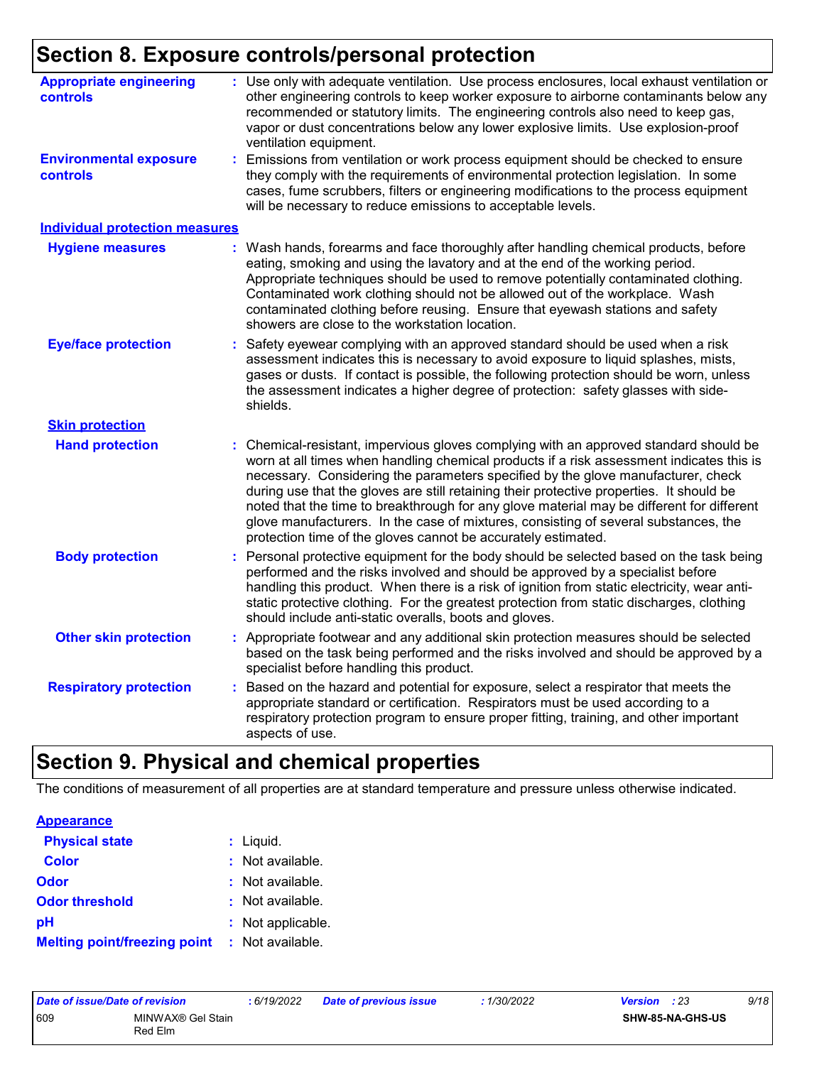## Section 8. Exposure controls/personal protection

**Appropriate engineering controls** : Use only with adequate ventilation. Use process enclosures, local exhaust ventilation or other engineering controls to keep worker exposure to airborne contaminants below any recommended or statutory limits. The engineering controls also need to keep gas, vapor or dust concentrations below any lower explosive limits. Use explosion-proof ventilation equipment.

**Environmental exposure controls** : Emissions from ventilation or work process equipment should be checked to ensure they comply with the requirements of environmental protection legislation. In some cases, fume scrubbers, filters or engineering modifications to the process equipment will be necessary to reduce emissions to acceptable levels.

### Individual protection measures

**Hygiene measures** : Wash hands, forearms and face thoroughly after handling chemical products, before eating, smoking and using the lavatory and at the end of the working period. Appropriate techniques should be used to remove potentially contaminated clothing. Contaminated work clothing should not be allowed out of the workplace. Wash contaminated clothing before reusing. Ensure that eyewash stations and safety showers are close to the workstation location.

**Eye/face protection** : Safety eyewear complying with an approved standard should be used when a risk assessment indicates this is necessary to avoid exposure to liquid splashes, mists, gases or dusts. If contact is possible, the following protection should be worn, unless the assessment indicates a higher degree of protection: safety glasses with side-shields.

#### Skin protection

**Hand protection** : Chemical-resistant, impervious gloves complying with an approved standard should be worn at all times when handling chemical products if a risk assessment indicates this is necessary. Considering the parameters specified by the glove manufacturer, check during use that the gloves are still retaining their protective properties. It should be noted that the time to breakthrough for any glove material may be different for different glove manufacturers. In the case of mixtures, consisting of several substances, the protection time of the gloves cannot be accurately estimated.

**Body protection** : Personal protective equipment for the body should be selected based on the task being performed and the risks involved and should be approved by a specialist before handling this product. When there is a risk of ignition from static electricity, wear anti-static protective clothing. For the greatest protection from static discharges, clothing should include anti-static overalls, boots and gloves.

**Other skin protection** : Appropriate footwear and any additional skin protection measures should be selected based on the task being performed and the risks involved and should be approved by a specialist before handling this product.

**Respiratory protection** : Based on the hazard and potential for exposure, select a respirator that meets the appropriate standard or certification. Respirators must be used according to a respiratory protection program to ensure proper fitting, training, and other important aspects of use.

## Section 9. Physical and chemical properties

The conditions of measurement of all properties are at standard temperature and pressure unless otherwise indicated.

### Appearance

**Physical state** : Liquid.

**Color** : Not available.

**Odor** : Not available.

**Odor threshold** : Not available.

**pH** : Not applicable.

**Melting point/freezing point** : Not available.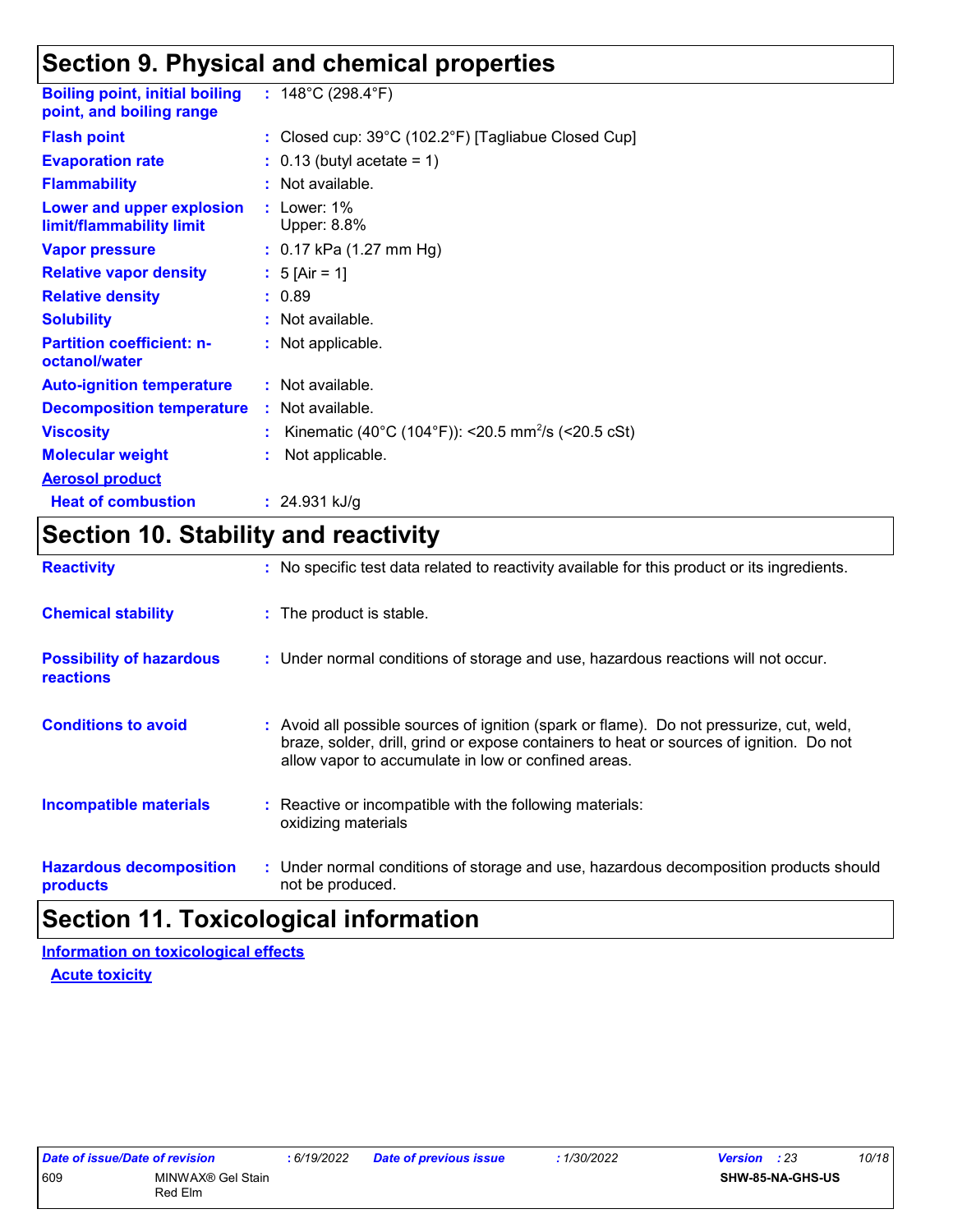## Section 9. Physical and chemical properties

| Property | Value |
|---|---|
| **Boiling point, initial boiling point, and boiling range** | : 148°C (298.4°F) |
| **Flash point** | : Closed cup: 39°C (102.2°F) [Tagliabue Closed Cup] |
| **Evaporation rate** | : 0.13 (butyl acetate = 1) |
| **Flammability** | : Not available. |
| **Lower and upper explosion limit/flammability limit** | : Lower: 1% Upper: 8.8% |
| **Vapor pressure** | : 0.17 kPa (1.27 mm Hg) |
| **Relative vapor density** | : 5 [Air = 1] |
| **Relative density** | : 0.89 |
| **Solubility** | : Not available. |
| **Partition coefficient: n-octanol/water** | : Not applicable. |
| **Auto-ignition temperature** | : Not available. |
| **Decomposition temperature** | : Not available. |
| **Viscosity** | : Kinematic (40°C (104°F)): <20.5 $mm^2/s$ (<20.5 cSt) |
| **Molecular weight** | : Not applicable. |
| **Aerosol product** | |
| **Heat of combustion** | : 24.931 kJ/g |

## Section 10. Stability and reactivity

**Reactivity** : No specific test data related to reactivity available for this product or its ingredients.

**Chemical stability** : The product is stable.

**Possibility of hazardous reactions** : Under normal conditions of storage and use, hazardous reactions will not occur.

**Conditions to avoid** : Avoid all possible sources of ignition (spark or flame). Do not pressurize, cut, weld, braze, solder, drill, grind or expose containers to heat or sources of ignition. Do not allow vapor to accumulate in low or confined areas.

**Incompatible materials** : Reactive or incompatible with the following materials:
oxidizing materials

**Hazardous decomposition products** : Under normal conditions of storage and use, hazardous decomposition products should not be produced.

## Section 11. Toxicological information

**Information on toxicological effects**

**Acute toxicity**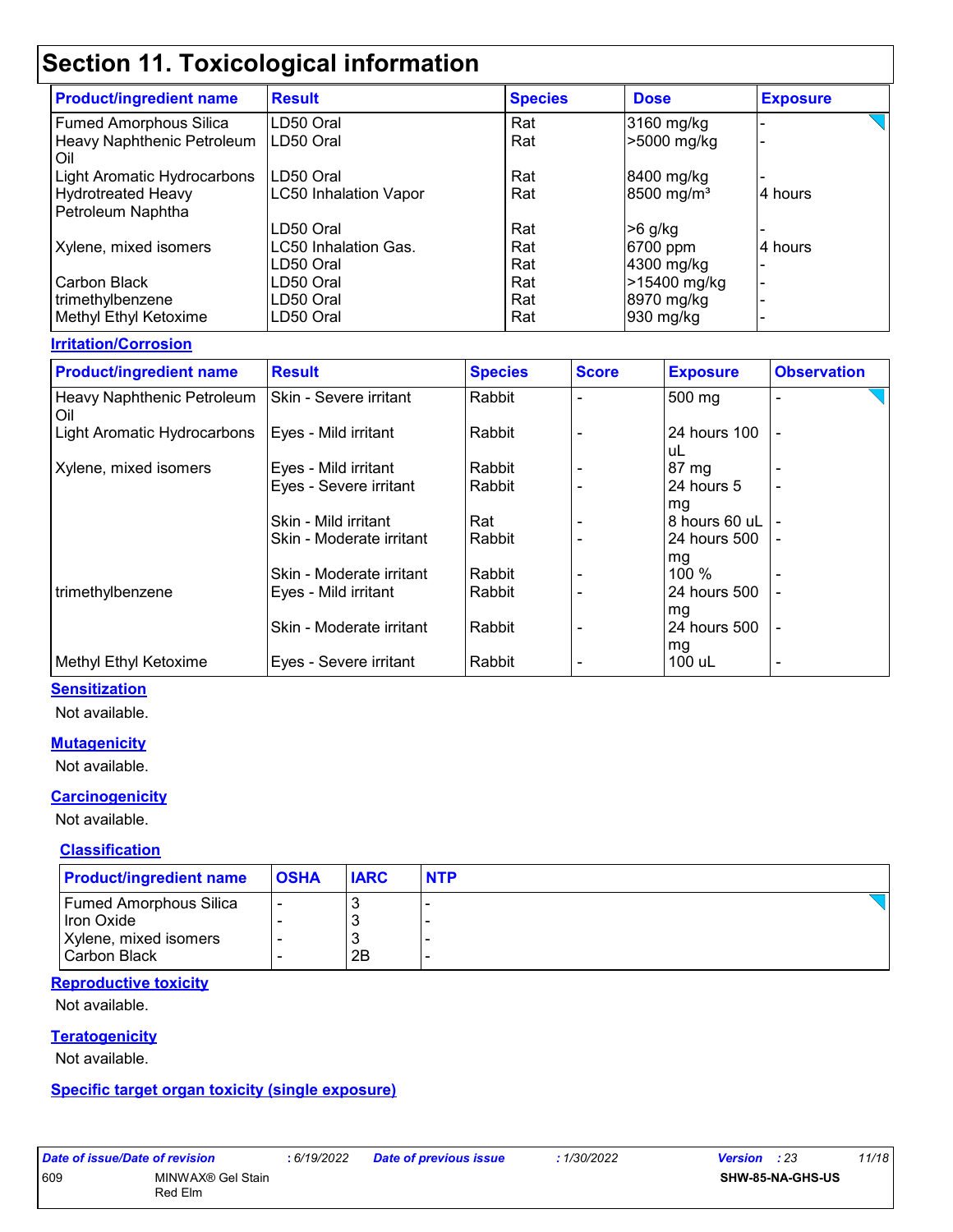# Section 11. Toxicological information

| Product/ingredient name | Result | Species | Dose | Exposure |
|---|---|---|---|---|
| Fumed Amorphous Silica | LD50 Oral | Rat | 3160 mg/kg | - |
| Heavy Naphthenic Petroleum Oil | LD50 Oral | Rat | >5000 mg/kg | - |
| Light Aromatic Hydrocarbons | LD50 Oral | Rat | 8400 mg/kg | - |
| Hydrotreated Heavy Petroleum Naphtha | LC50 Inhalation Vapor | Rat | 8500 mg/m³ | 4 hours |
| | LD50 Oral | Rat | >6 g/kg | - |
| Xylene, mixed isomers | LC50 Inhalation Gas. | Rat | 6700 ppm | 4 hours |
| | LD50 Oral | Rat | 4300 mg/kg | - |
| Carbon Black | LD50 Oral | Rat | >15400 mg/kg | - |
| trimethylbenzene | LD50 Oral | Rat | 8970 mg/kg | - |
| Methyl Ethyl Ketoxime | LD50 Oral | Rat | 930 mg/kg | - |

**Irritation/Corrosion**

| Product/ingredient name | Result | Species | Score | Exposure | Observation |
|---|---|---|---|---|---|
| Heavy Naphthenic Petroleum Oil | Skin - Severe irritant | Rabbit | - | 500 mg | - |
| Light Aromatic Hydrocarbons | Eyes - Mild irritant | Rabbit | - | 24 hours 100 uL | - |
| Xylene, mixed isomers | Eyes - Mild irritant | Rabbit | - | 87 mg | - |
| | Eyes - Severe irritant | Rabbit | - | 24 hours 5 mg | - |
| | Skin - Mild irritant | Rat | - | 8 hours 60 uL | - |
| | Skin - Moderate irritant | Rabbit | - | 24 hours 500 mg | - |
| | Skin - Moderate irritant | Rabbit | - | 100 % | - |
| trimethylbenzene | Eyes - Mild irritant | Rabbit | - | 24 hours 500 mg | - |
| | Skin - Moderate irritant | Rabbit | - | 24 hours 500 mg | - |
| Methyl Ethyl Ketoxime | Eyes - Severe irritant | Rabbit | - | 100 uL | - |

**Sensitization**

Not available.

**Mutagenicity**

Not available.

**Carcinogenicity**

Not available.

**Classification**

| Product/ingredient name | OSHA | IARC | NTP |
|---|---|---|---|
| Fumed Amorphous Silica | - | 3 | - |
| Iron Oxide | - | 3 | - |
| Xylene, mixed isomers | - | 3 | - |
| Carbon Black | - | 2B | - |

**Reproductive toxicity**

Not available.

**Teratogenicity**

Not available.

**Specific target organ toxicity (single exposure)**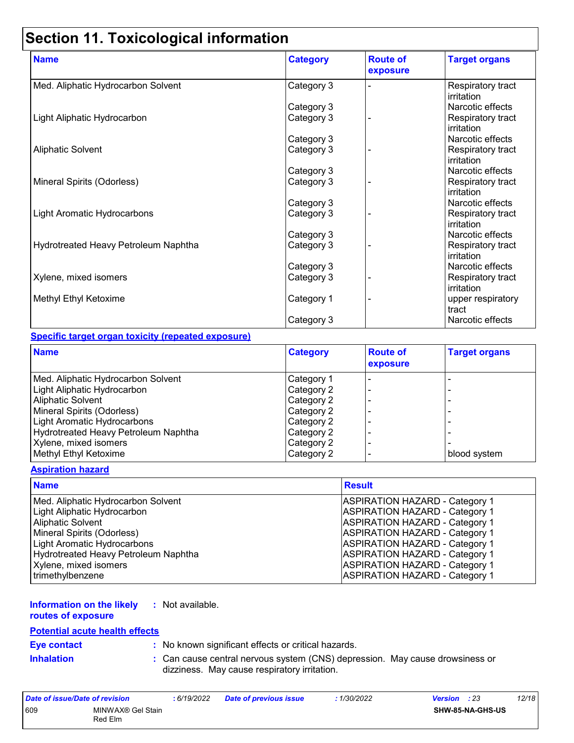# Section 11. Toxicological information

| Name | Category | Route of exposure | Target organs |
|---|---|---|---|
| Med. Aliphatic Hydrocarbon Solvent | Category 3 | - | Respiratory tract irritation |
| | Category 3 | | Narcotic effects |
| Light Aliphatic Hydrocarbon | Category 3 | - | Respiratory tract irritation |
| | Category 3 | | Narcotic effects |
| Aliphatic Solvent | Category 3 | - | Respiratory tract irritation |
| | Category 3 | | Narcotic effects |
| Mineral Spirits (Odorless) | Category 3 | - | Respiratory tract irritation |
| | Category 3 | | Narcotic effects |
| Light Aromatic Hydrocarbons | Category 3 | - | Respiratory tract irritation |
| | Category 3 | | Narcotic effects |
| Hydrotreated Heavy Petroleum Naphtha | Category 3 | - | Respiratory tract irritation |
| | Category 3 | | Narcotic effects |
| Xylene, mixed isomers | Category 3 | - | Respiratory tract irritation |
| Methyl Ethyl Ketoxime | Category 1 | - | upper respiratory tract |
| | Category 3 | | Narcotic effects |

**Specific target organ toxicity (repeated exposure)**

| Name | Category | Route of exposure | Target organs |
|---|---|---|---|
| Med. Aliphatic Hydrocarbon Solvent | Category 1 | - | - |
| Light Aliphatic Hydrocarbon | Category 2 | - | - |
| Aliphatic Solvent | Category 2 | - | - |
| Mineral Spirits (Odorless) | Category 2 | - | - |
| Light Aromatic Hydrocarbons | Category 2 | - | - |
| Hydrotreated Heavy Petroleum Naphtha | Category 2 | - | - |
| Xylene, mixed isomers | Category 2 | - | - |
| Methyl Ethyl Ketoxime | Category 2 | - | blood system |

**Aspiration hazard**

| Name | Result |
|---|---|
| Med. Aliphatic Hydrocarbon Solvent | ASPIRATION HAZARD - Category 1 |
| Light Aliphatic Hydrocarbon | ASPIRATION HAZARD - Category 1 |
| Aliphatic Solvent | ASPIRATION HAZARD - Category 1 |
| Mineral Spirits (Odorless) | ASPIRATION HAZARD - Category 1 |
| Light Aromatic Hydrocarbons | ASPIRATION HAZARD - Category 1 |
| Hydrotreated Heavy Petroleum Naphtha | ASPIRATION HAZARD - Category 1 |
| Xylene, mixed isomers | ASPIRATION HAZARD - Category 1 |
| trimethylbenzene | ASPIRATION HAZARD - Category 1 |

**Information on the likely routes of exposure** : Not available.

**Potential acute health effects**

**Eye contact** : No known significant effects or critical hazards.

**Inhalation** : Can cause central nervous system (CNS) depression. May cause drowsiness or dizziness. May cause respiratory irritation.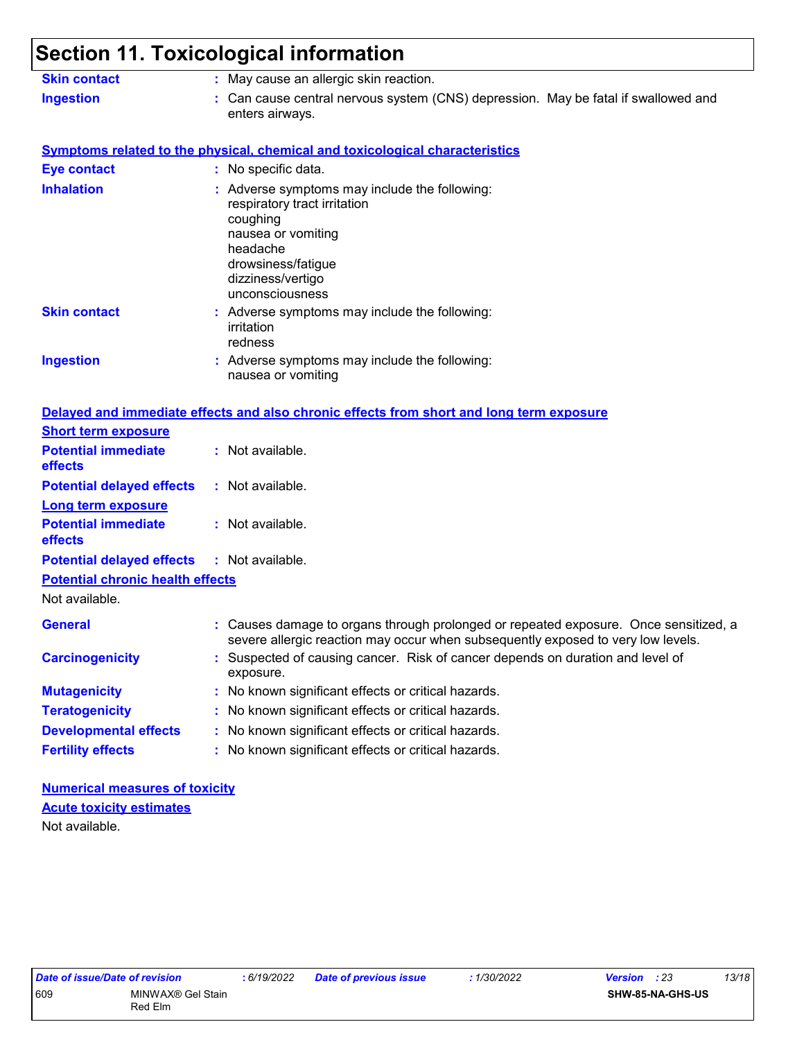# Section 11. Toxicological information

**Skin contact** : May cause an allergic skin reaction.

**Ingestion** : Can cause central nervous system (CNS) depression. May be fatal if swallowed and enters airways.

**Symptoms related to the physical, chemical and toxicological characteristics**

**Eye contact** : No specific data.

**Inhalation** : Adverse symptoms may include the following:
respiratory tract irritation
coughing
nausea or vomiting
headache
drowsiness/fatigue
dizziness/vertigo
unconsciousness

**Skin contact** : Adverse symptoms may include the following:
irritation
redness

**Ingestion** : Adverse symptoms may include the following:
nausea or vomiting

**Delayed and immediate effects and also chronic effects from short and long term exposure**

**Short term exposure**

**Potential immediate effects** : Not available.

**Potential delayed effects** : Not available.

**Long term exposure**

**Potential immediate effects** : Not available.

**Potential delayed effects** : Not available.

**Potential chronic health effects**

Not available.

**General** : Causes damage to organs through prolonged or repeated exposure. Once sensitized, a severe allergic reaction may occur when subsequently exposed to very low levels.

**Carcinogenicity** : Suspected of causing cancer. Risk of cancer depends on duration and level of exposure.

**Mutagenicity** : No known significant effects or critical hazards.

**Teratogenicity** : No known significant effects or critical hazards.

**Developmental effects** : No known significant effects or critical hazards.

**Fertility effects** : No known significant effects or critical hazards.

**Numerical measures of toxicity**

**Acute toxicity estimates**

Not available.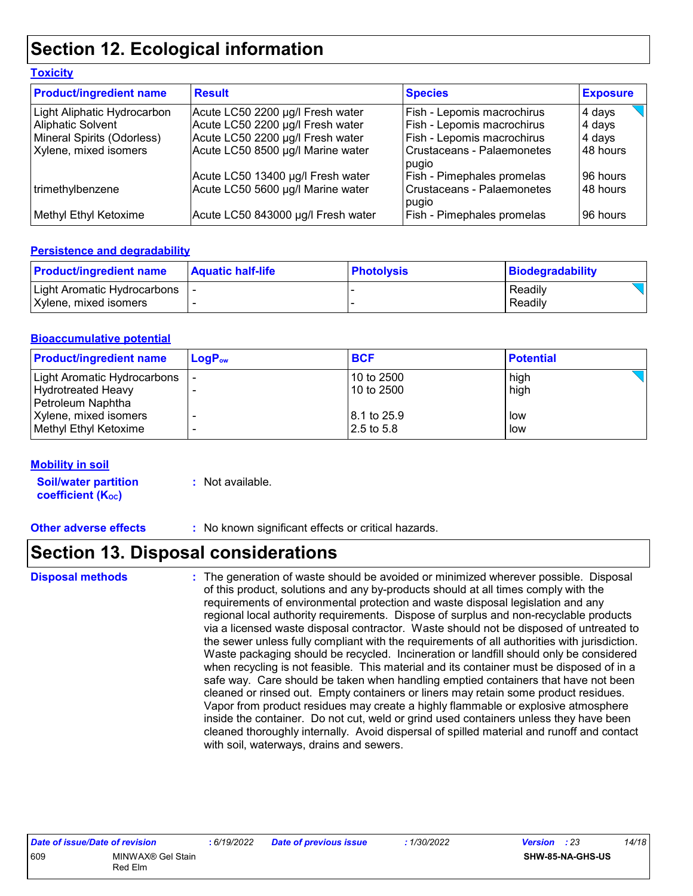# Section 12. Ecological information

**Toxicity**

| Product/ingredient name | Result | Species | Exposure |
|---|---|---|---|
| Light Aliphatic Hydrocarbon | Acute LC50 2200 µg/l Fresh water | Fish - Lepomis macrochirus | 4 days |
| Aliphatic Solvent | Acute LC50 2200 µg/l Fresh water | Fish - Lepomis macrochirus | 4 days |
| Mineral Spirits (Odorless) | Acute LC50 2200 µg/l Fresh water | Fish - Lepomis macrochirus | 4 days |
| Xylene, mixed isomers | Acute LC50 8500 µg/l Marine water | Crustaceans - Palaemonetes pugio | 48 hours |
| | Acute LC50 13400 µg/l Fresh water | Fish - Pimephales promelas | 96 hours |
| trimethylbenzene | Acute LC50 5600 µg/l Marine water | Crustaceans - Palaemonetes pugio | 48 hours |
| Methyl Ethyl Ketoxime | Acute LC50 843000 µg/l Fresh water | Fish - Pimephales promelas | 96 hours |

**Persistence and degradability**

| Product/ingredient name | Aquatic half-life | Photolysis | Biodegradability |
|---|---|---|---|
| Light Aromatic Hydrocarbons | - | - | Readily |
| Xylene, mixed isomers | - | - | Readily |

**Bioaccumulative potential**

| Product/ingredient name | $LogP_{ow}$ | BCF | Potential |
|---|---|---|---|
| Light Aromatic Hydrocarbons | - | 10 to 2500 | high |
| Hydrotreated Heavy Petroleum Naphtha | - | 10 to 2500 | high |
| Xylene, mixed isomers | - | 8.1 to 25.9 | low |
| Methyl Ethyl Ketoxime | - | 2.5 to 5.8 | low |

**Mobility in soil**

**Soil/water partition coefficient ($K_{OC}$)** : Not available.

**Other adverse effects** : No known significant effects or critical hazards.

# Section 13. Disposal considerations

**Disposal methods** : The generation of waste should be avoided or minimized wherever possible. Disposal of this product, solutions and any by-products should at all times comply with the requirements of environmental protection and waste disposal legislation and any regional local authority requirements. Dispose of surplus and non-recyclable products via a licensed waste disposal contractor. Waste should not be disposed of untreated to the sewer unless fully compliant with the requirements of all authorities with jurisdiction. Waste packaging should be recycled. Incineration or landfill should only be considered when recycling is not feasible. This material and its container must be disposed of in a safe way. Care should be taken when handling emptied containers that have not been cleaned or rinsed out. Empty containers or liners may retain some product residues. Vapor from product residues may create a highly flammable or explosive atmosphere inside the container. Do not cut, weld or grind used containers unless they have been cleaned thoroughly internally. Avoid dispersal of spilled material and runoff and contact with soil, waterways, drains and sewers.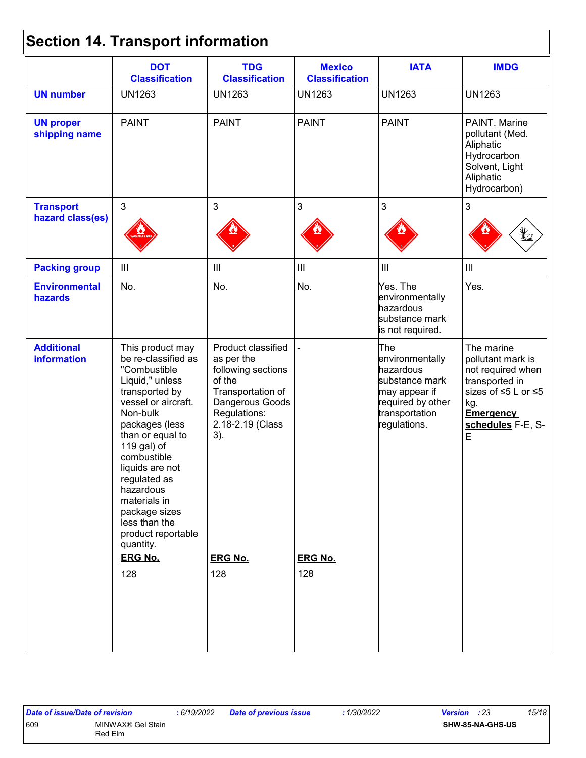## Section 14. Transport information

| | DOT Classification | TDG Classification | Mexico Classification | IATA | IMDG |
|---|---|---|---|---|---|
| **UN number** | UN1263 | UN1263 | UN1263 | UN1263 | UN1263 |
| **UN proper shipping name** | PAINT | PAINT | PAINT | PAINT | PAINT. Marine pollutant (Med. Aliphatic Hydrocarbon Solvent, Light Aliphatic Hydrocarbon) |
| **Transport hazard class(es)** | 3 | 3 | 3 | 3 | 3 |
| **Packing group** | III | III | III | III | III |
| **Environmental hazards** | No. | No. | No. | Yes. The environmentally hazardous substance mark is not required. | Yes. |
| **Additional information** | This product may be re-classified as "Combustible Liquid," unless transported by vessel or aircraft. Non-bulk packages (less than or equal to 119 gal) of combustible liquids are not regulated as hazardous materials in package sizes less than the product reportable quantity.<br>**ERG No.**<br>128 | Product classified as per the following sections of the Transportation of Dangerous Goods Regulations: 2.18-2.19 (Class 3).<br>**ERG No.**<br>128 | -<br>**ERG No.**<br>128 | The environmentally hazardous substance mark may appear if required by other transportation regulations. | The marine pollutant mark is not required when transported in sizes of ≤5 L or ≤5 kg.<br>**Emergency schedules** F-E, S-E |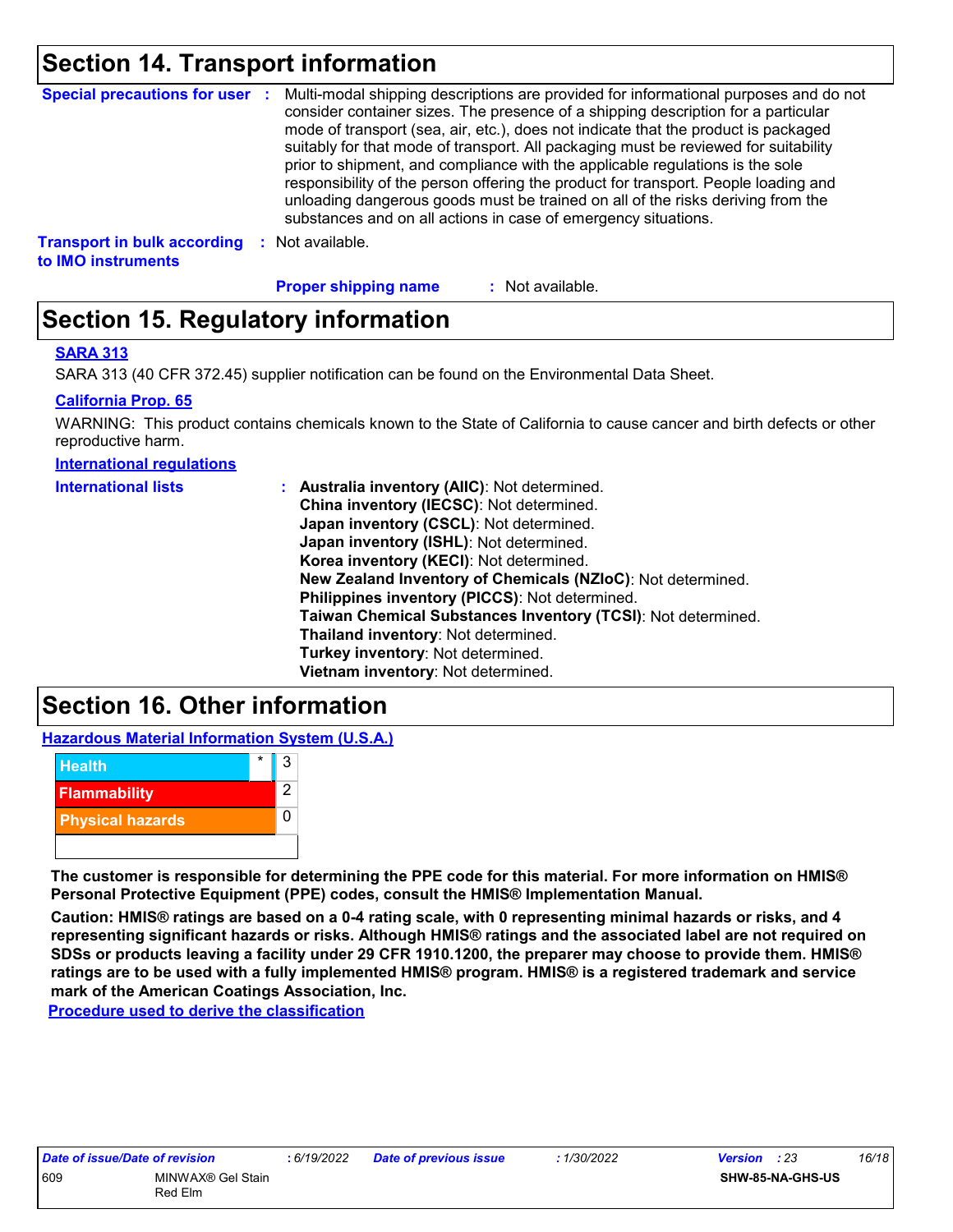## Section 14. Transport information

**Special precautions for user** : Multi-modal shipping descriptions are provided for informational purposes and do not consider container sizes. The presence of a shipping description for a particular mode of transport (sea, air, etc.), does not indicate that the product is packaged suitably for that mode of transport. All packaging must be reviewed for suitability prior to shipment, and compliance with the applicable regulations is the sole responsibility of the person offering the product for transport. People loading and unloading dangerous goods must be trained on all of the risks deriving from the substances and on all actions in case of emergency situations.

**Transport in bulk according to IMO instruments** : Not available.

**Proper shipping name** : Not available.

## Section 15. Regulatory information

**SARA 313**

SARA 313 (40 CFR 372.45) supplier notification can be found on the Environmental Data Sheet.

**California Prop. 65**

WARNING: This product contains chemicals known to the State of California to cause cancer and birth defects or other reproductive harm.

**International regulations**

**International lists** :
- **Australia inventory (AIIC)**: Not determined.
- **China inventory (IECSC)**: Not determined.
- **Japan inventory (CSCL)**: Not determined.
- **Japan inventory (ISHL)**: Not determined.
- **Korea inventory (KECI)**: Not determined.
- **New Zealand Inventory of Chemicals (NZIoC)**: Not determined.
- **Philippines inventory (PICCS)**: Not determined.
- **Taiwan Chemical Substances Inventory (TCSI)**: Not determined.
- **Thailand inventory**: Not determined.
- **Turkey inventory**: Not determined.
- **Vietnam inventory**: Not determined.

## Section 16. Other information

**Hazardous Material Information System (U.S.A.)**

| Hazard | | Rating |
|---|---|---|
| Health | * | 3 |
| Flammability | | 2 |
| Physical hazards | | 0 |

**The customer is responsible for determining the PPE code for this material. For more information on HMIS® Personal Protective Equipment (PPE) codes, consult the HMIS® Implementation Manual.**

**Caution: HMIS® ratings are based on a 0-4 rating scale, with 0 representing minimal hazards or risks, and 4 representing significant hazards or risks. Although HMIS® ratings and the associated label are not required on SDSs or products leaving a facility under 29 CFR 1910.1200, the preparer may choose to provide them. HMIS® ratings are to be used with a fully implemented HMIS® program. HMIS® is a registered trademark and service mark of the American Coatings Association, Inc.**

**Procedure used to derive the classification**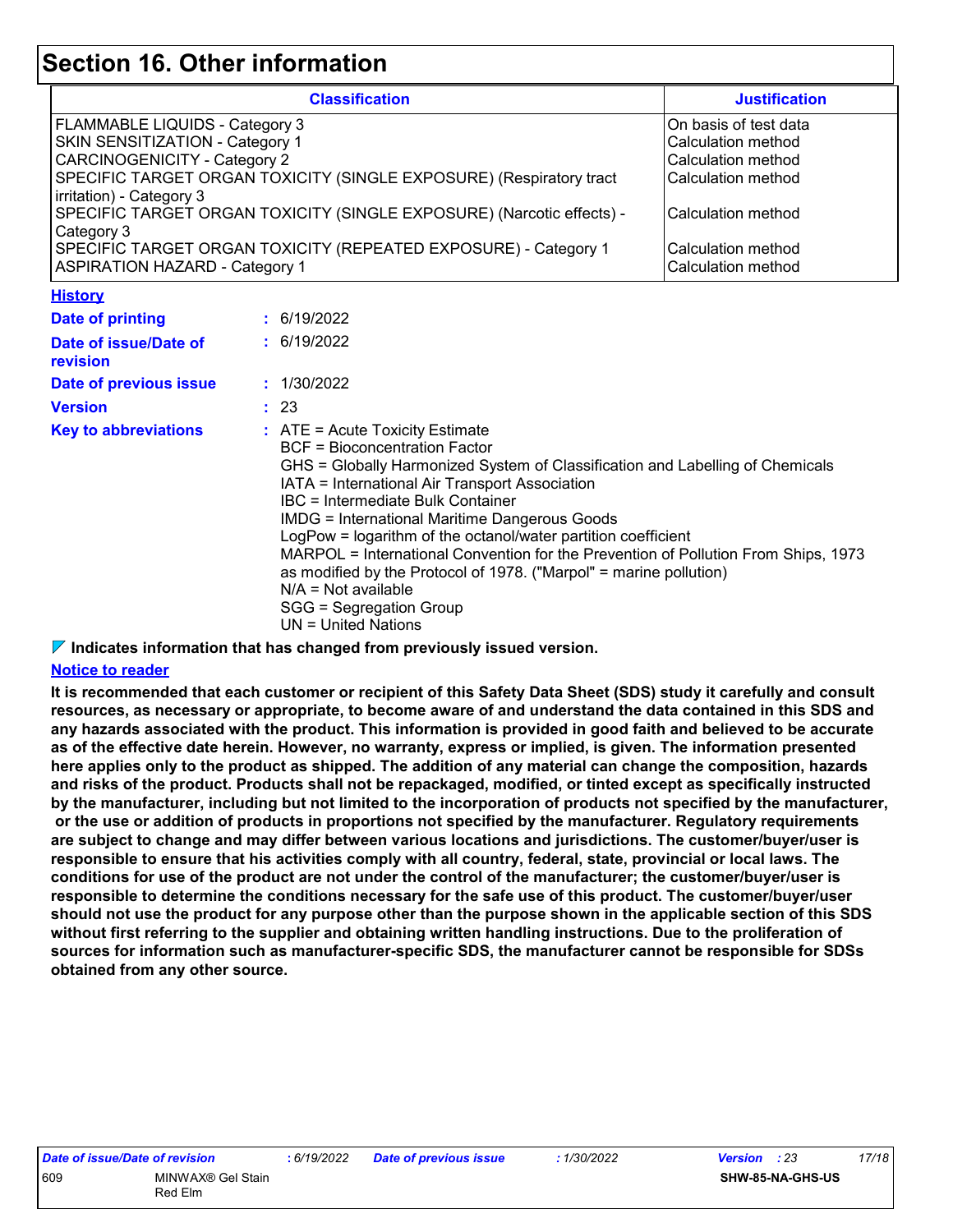# Section 16. Other information

| Classification | Justification |
| --- | --- |
| FLAMMABLE LIQUIDS - Category 3 | On basis of test data |
| SKIN SENSITIZATION - Category 1 | Calculation method |
| CARCINOGENICITY - Category 2 | Calculation method |
| SPECIFIC TARGET ORGAN TOXICITY (SINGLE EXPOSURE) (Respiratory tract irritation) - Category 3 | Calculation method |
| SPECIFIC TARGET ORGAN TOXICITY (SINGLE EXPOSURE) (Narcotic effects) - Category 3 | Calculation method |
| SPECIFIC TARGET ORGAN TOXICITY (REPEATED EXPOSURE) - Category 1 | Calculation method |
| ASPIRATION HAZARD - Category 1 | Calculation method |

**History**

**Date of printing** : 6/19/2022

**Date of issue/Date of revision** : 6/19/2022

**Date of previous issue** : 1/30/2022

**Version** : 23

**Key to abbreviations** :
ATE = Acute Toxicity Estimate
BCF = Bioconcentration Factor
GHS = Globally Harmonized System of Classification and Labelling of Chemicals
IATA = International Air Transport Association
IBC = Intermediate Bulk Container
IMDG = International Maritime Dangerous Goods
LogPow = logarithm of the octanol/water partition coefficient
MARPOL = International Convention for the Prevention of Pollution From Ships, 1973 as modified by the Protocol of 1978. ("Marpol" = marine pollution)
N/A = Not available
SGG = Segregation Group
UN = United Nations

**Indicates information that has changed from previously issued version.**

**Notice to reader**

**It is recommended that each customer or recipient of this Safety Data Sheet (SDS) study it carefully and consult resources, as necessary or appropriate, to become aware of and understand the data contained in this SDS and any hazards associated with the product. This information is provided in good faith and believed to be accurate as of the effective date herein. However, no warranty, express or implied, is given. The information presented here applies only to the product as shipped. The addition of any material can change the composition, hazards and risks of the product. Products shall not be repackaged, modified, or tinted except as specifically instructed by the manufacturer, including but not limited to the incorporation of products not specified by the manufacturer, or the use or addition of products in proportions not specified by the manufacturer. Regulatory requirements are subject to change and may differ between various locations and jurisdictions. The customer/buyer/user is responsible to ensure that his activities comply with all country, federal, state, provincial or local laws. The conditions for use of the product are not under the control of the manufacturer; the customer/buyer/user is responsible to determine the conditions necessary for the safe use of this product. The customer/buyer/user should not use the product for any purpose other than the purpose shown in the applicable section of this SDS without first referring to the supplier and obtaining written handling instructions. Due to the proliferation of sources for information such as manufacturer-specific SDS, the manufacturer cannot be responsible for SDSs obtained from any other source.**